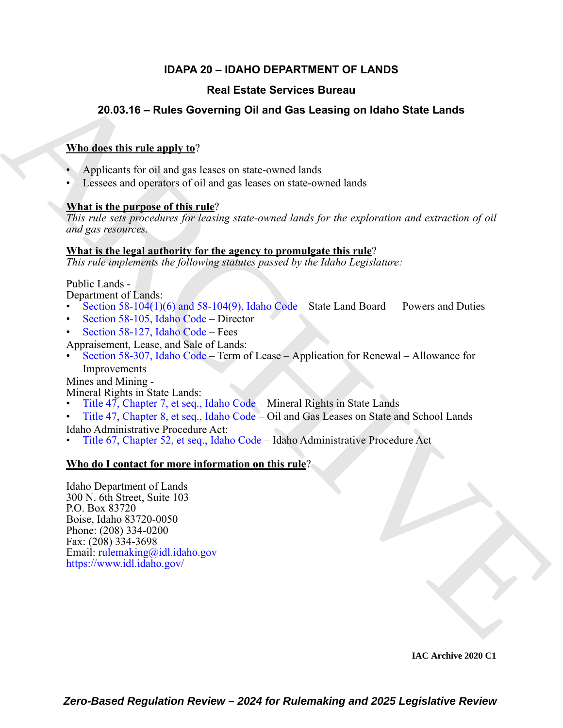# IDAPA 20 – IDAHO DEPARTMENT OF LANDS

## Real Estate Services Bureau

## 20.03.16 – Rules Governing Oil and Gas Leasing on Idaho State Lands

**Who does this rule apply to?**

- Applicants for oil and gas leases on state-owned lands
- Lessees and operators of oil and gas leases on state-owned lands

**What is the purpose of this rule?**

*This rule sets procedures for leasing state-owned lands for the exploration and extraction of oil and gas resources.*

**What is the legal authority for the agency to promulgate this rule?**

*This rule implements the following statutes passed by the Idaho Legislature:*

Public Lands -
Department of Lands:

- Section 58-104(1)(6) and 58-104(9), Idaho Code – State Land Board — Powers and Duties
- Section 58-105, Idaho Code – Director
- Section 58-127, Idaho Code – Fees

Appraisement, Lease, and Sale of Lands:

- Section 58-307, Idaho Code – Term of Lease – Application for Renewal – Allowance for Improvements

Mines and Mining -
Mineral Rights in State Lands:

- Title 47, Chapter 7, et seq., Idaho Code – Mineral Rights in State Lands
- Title 47, Chapter 8, et seq., Idaho Code – Oil and Gas Leases on State and School Lands

Idaho Administrative Procedure Act:

- Title 67, Chapter 52, et seq., Idaho Code – Idaho Administrative Procedure Act

**Who do I contact for more information on this rule?**

Idaho Department of Lands
300 N. 6th Street, Suite 103
P.O. Box 83720
Boise, Idaho 83720-0050
Phone: (208) 334-0200
Fax: (208) 334-3698
Email: rulemaking@idl.idaho.gov
https://www.idl.idaho.gov/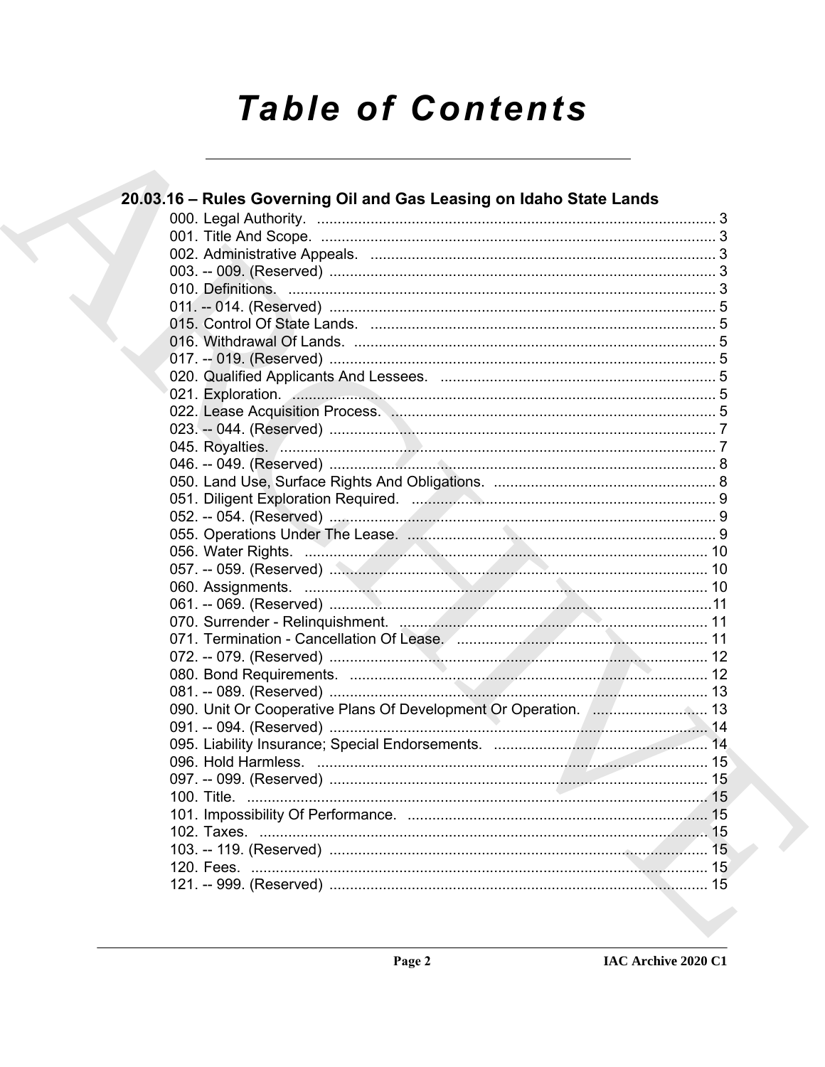# Table of Contents

## 20.03.16 – Rules Governing Oil and Gas Leasing on Idaho State Lands

000. Legal Authority. ... 3
001. Title And Scope. ... 3
002. Administrative Appeals. ... 3
003. -- 009. (Reserved) ... 3
010. Definitions. ... 3
011. -- 014. (Reserved) ... 5
015. Control Of State Lands. ... 5
016. Withdrawal Of Lands. ... 5
017. -- 019. (Reserved) ... 5
020. Qualified Applicants And Lessees. ... 5
021. Exploration. ... 5
022. Lease Acquisition Process. ... 5
023. -- 044. (Reserved) ... 7
045. Royalties. ... 7
046. -- 049. (Reserved) ... 8
050. Land Use, Surface Rights And Obligations. ... 8
051. Diligent Exploration Required. ... 9
052. -- 054. (Reserved) ... 9
055. Operations Under The Lease. ... 9
056. Water Rights. ... 10
057. -- 059. (Reserved) ... 10
060. Assignments. ... 10
061. -- 069. (Reserved) ... 11
070. Surrender - Relinquishment. ... 11
071. Termination - Cancellation Of Lease. ... 11
072. -- 079. (Reserved) ... 12
080. Bond Requirements. ... 12
081. -- 089. (Reserved) ... 13
090. Unit Or Cooperative Plans Of Development Or Operation. ... 13
091. -- 094. (Reserved) ... 14
095. Liability Insurance; Special Endorsements. ... 14
096. Hold Harmless. ... 15
097. -- 099. (Reserved) ... 15
100. Title. ... 15
101. Impossibility Of Performance. ... 15
102. Taxes. ... 15
103. -- 119. (Reserved) ... 15
120. Fees. ... 15
121. -- 999. (Reserved) ... 15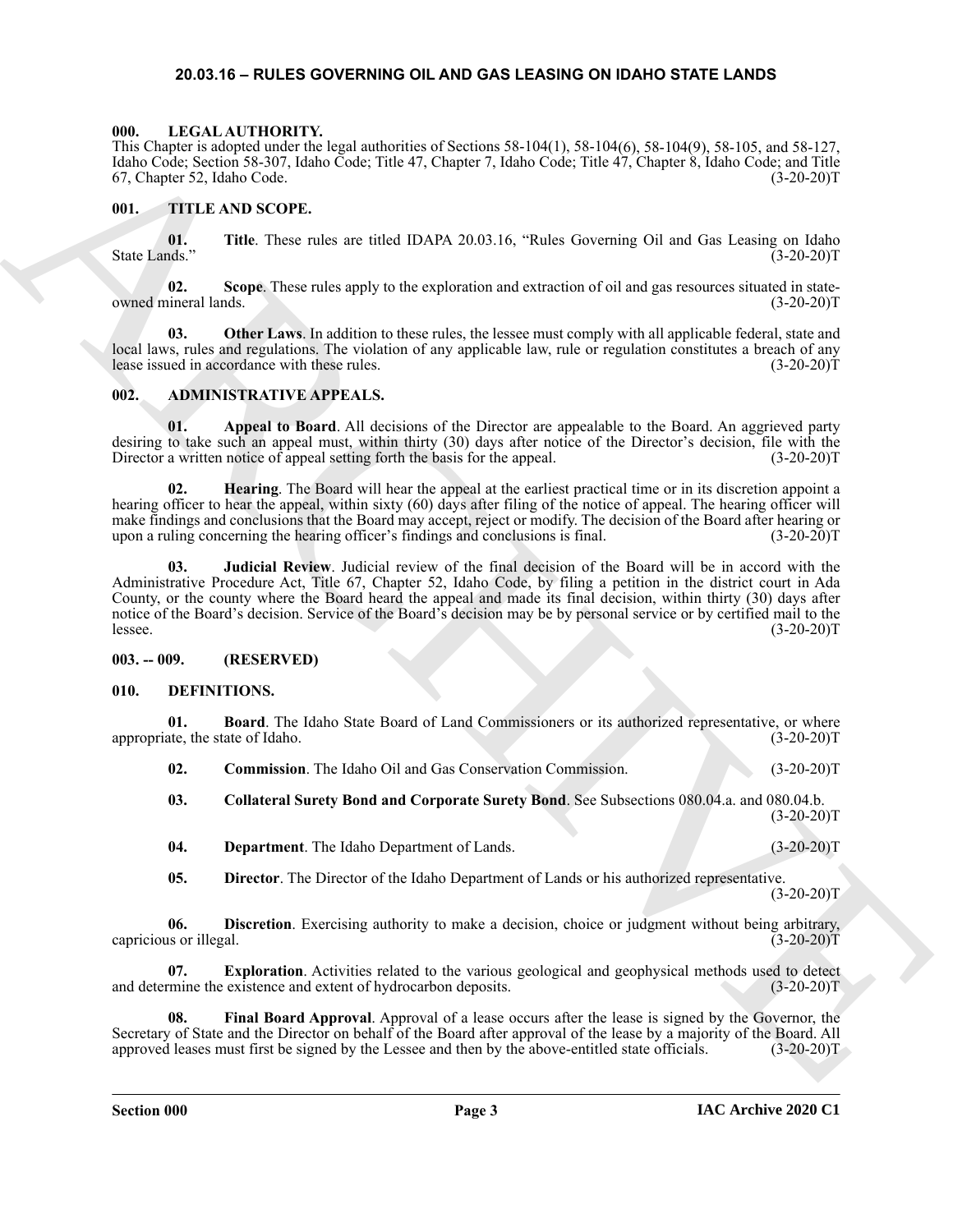## 20.03.16 – RULES GOVERNING OIL AND GAS LEASING ON IDAHO STATE LANDS

### 000. LEGAL AUTHORITY.

This Chapter is adopted under the legal authorities of Sections 58-104(1), 58-104(6), 58-104(9), 58-105, and 58-127, Idaho Code; Section 58-307, Idaho Code; Title 47, Chapter 7, Idaho Code; Title 47, Chapter 8, Idaho Code; and Title 67, Chapter 52, Idaho Code. (3-20-20)T

### 001. TITLE AND SCOPE.

**01. Title**. These rules are titled IDAPA 20.03.16, "Rules Governing Oil and Gas Leasing on Idaho State Lands." (3-20-20)T

**02. Scope**. These rules apply to the exploration and extraction of oil and gas resources situated in state-owned mineral lands. (3-20-20)T

**03. Other Laws**. In addition to these rules, the lessee must comply with all applicable federal, state and local laws, rules and regulations. The violation of any applicable law, rule or regulation constitutes a breach of any lease issued in accordance with these rules. (3-20-20)T

### 002. ADMINISTRATIVE APPEALS.

**01. Appeal to Board**. All decisions of the Director are appealable to the Board. An aggrieved party desiring to take such an appeal must, within thirty (30) days after notice of the Director's decision, file with the Director a written notice of appeal setting forth the basis for the appeal. (3-20-20)T

**02. Hearing**. The Board will hear the appeal at the earliest practical time or in its discretion appoint a hearing officer to hear the appeal, within sixty (60) days after filing of the notice of appeal. The hearing officer will make findings and conclusions that the Board may accept, reject or modify. The decision of the Board after hearing or upon a ruling concerning the hearing officer's findings and conclusions is final. (3-20-20)T

**03. Judicial Review**. Judicial review of the final decision of the Board will be in accord with the Administrative Procedure Act, Title 67, Chapter 52, Idaho Code, by filing a petition in the district court in Ada County, or the county where the Board heard the appeal and made its final decision, within thirty (30) days after notice of the Board's decision. Service of the Board's decision may be by personal service or by certified mail to the lessee. (3-20-20)T

### 003. -- 009. (RESERVED)

### 010. DEFINITIONS.

**01. Board**. The Idaho State Board of Land Commissioners or its authorized representative, or where appropriate, the state of Idaho. (3-20-20)T

**02. Commission**. The Idaho Oil and Gas Conservation Commission. (3-20-20)T

**03. Collateral Surety Bond and Corporate Surety Bond**. See Subsections 080.04.a. and 080.04.b. (3-20-20)T

**04. Department**. The Idaho Department of Lands. (3-20-20)T

**05. Director**. The Director of the Idaho Department of Lands or his authorized representative. (3-20-20)T

**06. Discretion**. Exercising authority to make a decision, choice or judgment without being arbitrary, capricious or illegal. (3-20-20)T

**07. Exploration**. Activities related to the various geological and geophysical methods used to detect and determine the existence and extent of hydrocarbon deposits. (3-20-20)T

**08. Final Board Approval**. Approval of a lease occurs after the lease is signed by the Governor, the Secretary of State and the Director on behalf of the Board after approval of the lease by a majority of the Board. All approved leases must first be signed by the Lessee and then by the above-entitled state officials. (3-20-20)T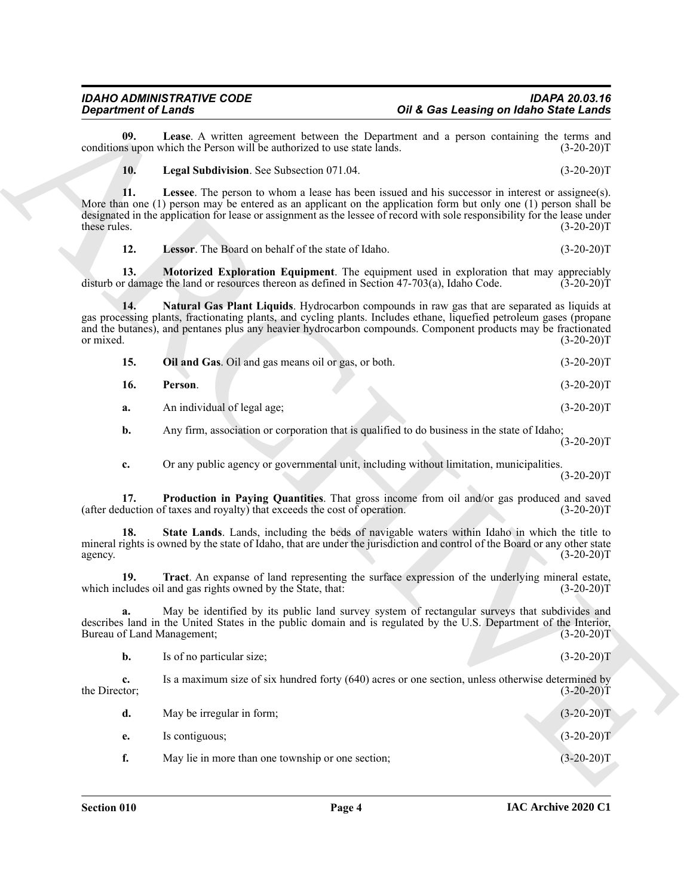**09. Lease**. A written agreement between the Department and a person containing the terms and conditions upon which the Person will be authorized to use state lands. (3-20-20)T

**10. Legal Subdivision**. See Subsection 071.04. (3-20-20)T

**11. Lessee**. The person to whom a lease has been issued and his successor in interest or assignee(s). More than one (1) person may be entered as an applicant on the application form but only one (1) person shall be designated in the application for lease or assignment as the lessee of record with sole responsibility for the lease under these rules. (3-20-20)T

**12. Lessor**. The Board on behalf of the state of Idaho. (3-20-20)T

**13. Motorized Exploration Equipment**. The equipment used in exploration that may appreciably disturb or damage the land or resources thereon as defined in Section 47-703(a), Idaho Code. (3-20-20)T

**14. Natural Gas Plant Liquids**. Hydrocarbon compounds in raw gas that are separated as liquids at gas processing plants, fractionating plants, and cycling plants. Includes ethane, liquefied petroleum gases (propane and the butanes), and pentanes plus any heavier hydrocarbon compounds. Component products may be fractionated or mixed. (3-20-20)T

**15. Oil and Gas**. Oil and gas means oil or gas, or both. (3-20-20)T

**16. Person**. (3-20-20)T

**a.** An individual of legal age; (3-20-20)T

**b.** Any firm, association or corporation that is qualified to do business in the state of Idaho; (3-20-20)T

**c.** Or any public agency or governmental unit, including without limitation, municipalities. (3-20-20)T

**17. Production in Paying Quantities**. That gross income from oil and/or gas produced and saved (after deduction of taxes and royalty) that exceeds the cost of operation. (3-20-20)T

**18. State Lands**. Lands, including the beds of navigable waters within Idaho in which the title to mineral rights is owned by the state of Idaho, that are under the jurisdiction and control of the Board or any other state agency. (3-20-20)T

**19. Tract**. An expanse of land representing the surface expression of the underlying mineral estate, which includes oil and gas rights owned by the State, that: (3-20-20)T

**a.** May be identified by its public land survey system of rectangular surveys that subdivides and describes land in the United States in the public domain and is regulated by the U.S. Department of the Interior, Bureau of Land Management; (3-20-20)T

**b.** Is of no particular size; (3-20-20)T

**c.** Is a maximum size of six hundred forty (640) acres or one section, unless otherwise determined by the Director; (3-20-20)T

**d.** May be irregular in form; (3-20-20)T

**e.** Is contiguous; (3-20-20)T

**f.** May lie in more than one township or one section; (3-20-20)T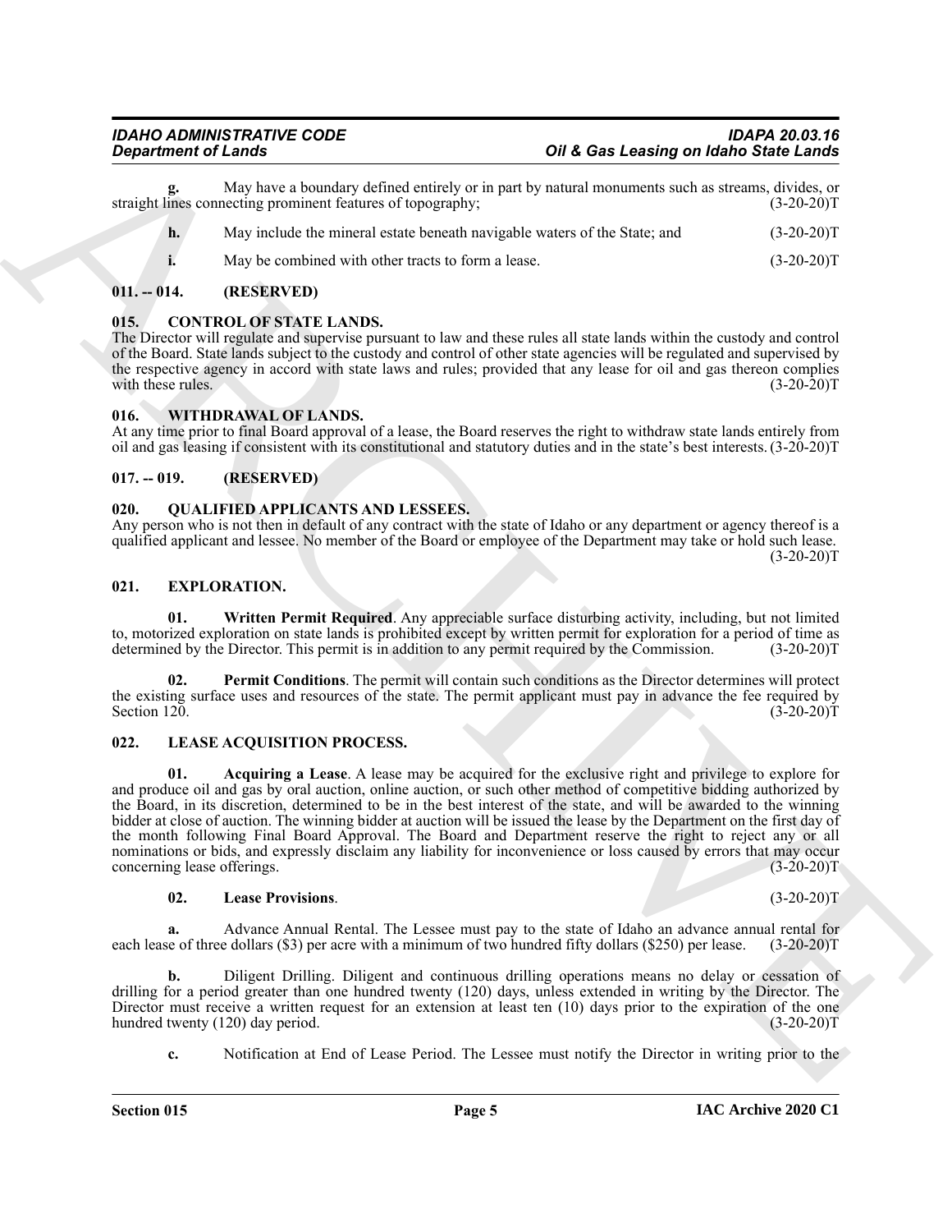**g.** May have a boundary defined entirely or in part by natural monuments such as streams, divides, or straight lines connecting prominent features of topography; (3-20-20)T

**h.** May include the mineral estate beneath navigable waters of the State; and (3-20-20)T

**i.** May be combined with other tracts to form a lease. (3-20-20)T

## 011. -- 014. (RESERVED)

## 015. CONTROL OF STATE LANDS.

The Director will regulate and supervise pursuant to law and these rules all state lands within the custody and control of the Board. State lands subject to the custody and control of other state agencies will be regulated and supervised by the respective agency in accord with state laws and rules; provided that any lease for oil and gas thereon complies with these rules. (3-20-20)T

## 016. WITHDRAWAL OF LANDS.

At any time prior to final Board approval of a lease, the Board reserves the right to withdraw state lands entirely from oil and gas leasing if consistent with its constitutional and statutory duties and in the state's best interests. (3-20-20)T

## 017. -- 019. (RESERVED)

## 020. QUALIFIED APPLICANTS AND LESSEES.

Any person who is not then in default of any contract with the state of Idaho or any department or agency thereof is a qualified applicant and lessee. No member of the Board or employee of the Department may take or hold such lease. (3-20-20)T

## 021. EXPLORATION.

**01. Written Permit Required**. Any appreciable surface disturbing activity, including, but not limited to, motorized exploration on state lands is prohibited except by written permit for exploration for a period of time as determined by the Director. This permit is in addition to any permit required by the Commission. (3-20-20)T

**02. Permit Conditions**. The permit will contain such conditions as the Director determines will protect the existing surface uses and resources of the state. The permit applicant must pay in advance the fee required by Section 120. (3-20-20)T

## 022. LEASE ACQUISITION PROCESS.

**01. Acquiring a Lease**. A lease may be acquired for the exclusive right and privilege to explore for and produce oil and gas by oral auction, online auction, or such other method of competitive bidding authorized by the Board, in its discretion, determined to be in the best interest of the state, and will be awarded to the winning bidder at close of auction. The winning bidder at auction will be issued the lease by the Department on the first day of the month following Final Board Approval. The Board and Department reserve the right to reject any or all nominations or bids, and expressly disclaim any liability for inconvenience or loss caused by errors that may occur concerning lease offerings. (3-20-20)T

**02. Lease Provisions**. (3-20-20)T

**a.** Advance Annual Rental. The Lessee must pay to the state of Idaho an advance annual rental for each lease of three dollars ($3) per acre with a minimum of two hundred fifty dollars ($250) per lease. (3-20-20)T

**b.** Diligent Drilling. Diligent and continuous drilling operations means no delay or cessation of drilling for a period greater than one hundred twenty (120) days, unless extended in writing by the Director. The Director must receive a written request for an extension at least ten (10) days prior to the expiration of the one hundred twenty (120) day period. (3-20-20)T

**c.** Notification at End of Lease Period. The Lessee must notify the Director in writing prior to the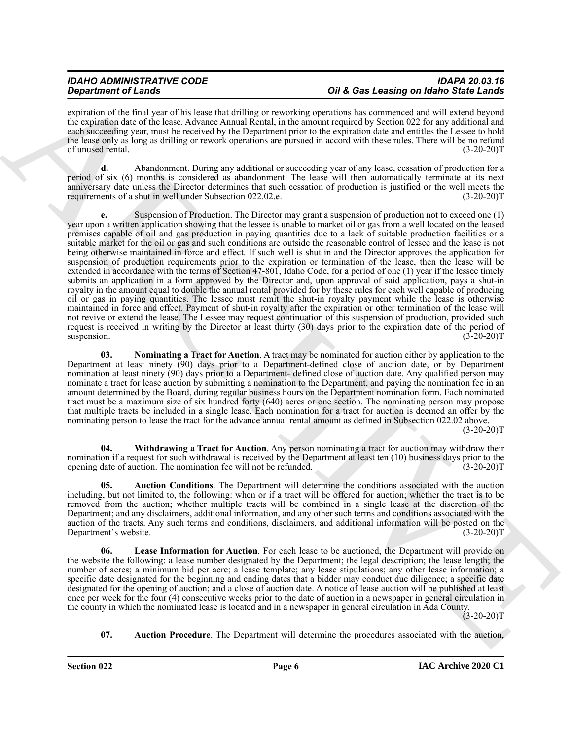expiration of the final year of his lease that drilling or reworking operations has commenced and will extend beyond the expiration date of the lease. Advance Annual Rental, in the amount required by Section 022 for any additional and each succeeding year, must be received by the Department prior to the expiration date and entitles the Lessee to hold the lease only as long as drilling or rework operations are pursued in accord with these rules. There will be no refund of unused rental. (3-20-20)T

**d.** Abandonment. During any additional or succeeding year of any lease, cessation of production for a period of six (6) months is considered as abandonment. The lease will then automatically terminate at its next anniversary date unless the Director determines that such cessation of production is justified or the well meets the requirements of a shut in well under Subsection 022.02.e. (3-20-20)T

**e.** Suspension of Production. The Director may grant a suspension of production not to exceed one (1) year upon a written application showing that the lessee is unable to market oil or gas from a well located on the leased premises capable of oil and gas production in paying quantities due to a lack of suitable production facilities or a suitable market for the oil or gas and such conditions are outside the reasonable control of lessee and the lease is not being otherwise maintained in force and effect. If such well is shut in and the Director approves the application for suspension of production requirements prior to the expiration or termination of the lease, then the lease will be extended in accordance with the terms of Section 47-801, Idaho Code, for a period of one (1) year if the lessee timely submits an application in a form approved by the Director and, upon approval of said application, pays a shut-in royalty in the amount equal to double the annual rental provided for by these rules for each well capable of producing oil or gas in paying quantities. The lessee must remit the shut-in royalty payment while the lease is otherwise maintained in force and effect. Payment of shut-in royalty after the expiration or other termination of the lease will not revive or extend the lease. The Lessee may request continuation of this suspension of production, provided such request is received in writing by the Director at least thirty (30) days prior to the expiration date of the period of suspension. (3-20-20)T

**03. Nominating a Tract for Auction**. A tract may be nominated for auction either by application to the Department at least ninety (90) days prior to a Department-defined close of auction date, or by Department nomination at least ninety (90) days prior to a Department- defined close of auction date. Any qualified person may nominate a tract for lease auction by submitting a nomination to the Department, and paying the nomination fee in an amount determined by the Board, during regular business hours on the Department nomination form. Each nominated tract must be a maximum size of six hundred forty (640) acres or one section. The nominating person may propose that multiple tracts be included in a single lease. Each nomination for a tract for auction is deemed an offer by the nominating person to lease the tract for the advance annual rental amount as defined in Subsection 022.02 above. (3-20-20)T

**04. Withdrawing a Tract for Auction**. Any person nominating a tract for auction may withdraw their nomination if a request for such withdrawal is received by the Department at least ten (10) business days prior to the opening date of auction. The nomination fee will not be refunded. (3-20-20)T

**05. Auction Conditions**. The Department will determine the conditions associated with the auction including, but not limited to, the following: when or if a tract will be offered for auction; whether the tract is to be removed from the auction; whether multiple tracts will be combined in a single lease at the discretion of the Department; and any disclaimers, additional information, and any other such terms and conditions associated with the auction of the tracts. Any such terms and conditions, disclaimers, and additional information will be posted on the Department's website. (3-20-20)T

**06. Lease Information for Auction**. For each lease to be auctioned, the Department will provide on the website the following: a lease number designated by the Department; the legal description; the lease length; the number of acres; a minimum bid per acre; a lease template; any lease stipulations; any other lease information; a specific date designated for the beginning and ending dates that a bidder may conduct due diligence; a specific date designated for the opening of auction; and a close of auction date. A notice of lease auction will be published at least once per week for the four (4) consecutive weeks prior to the date of auction in a newspaper in general circulation in the county in which the nominated lease is located and in a newspaper in general circulation in Ada County. (3-20-20)T

**07. Auction Procedure**. The Department will determine the procedures associated with the auction,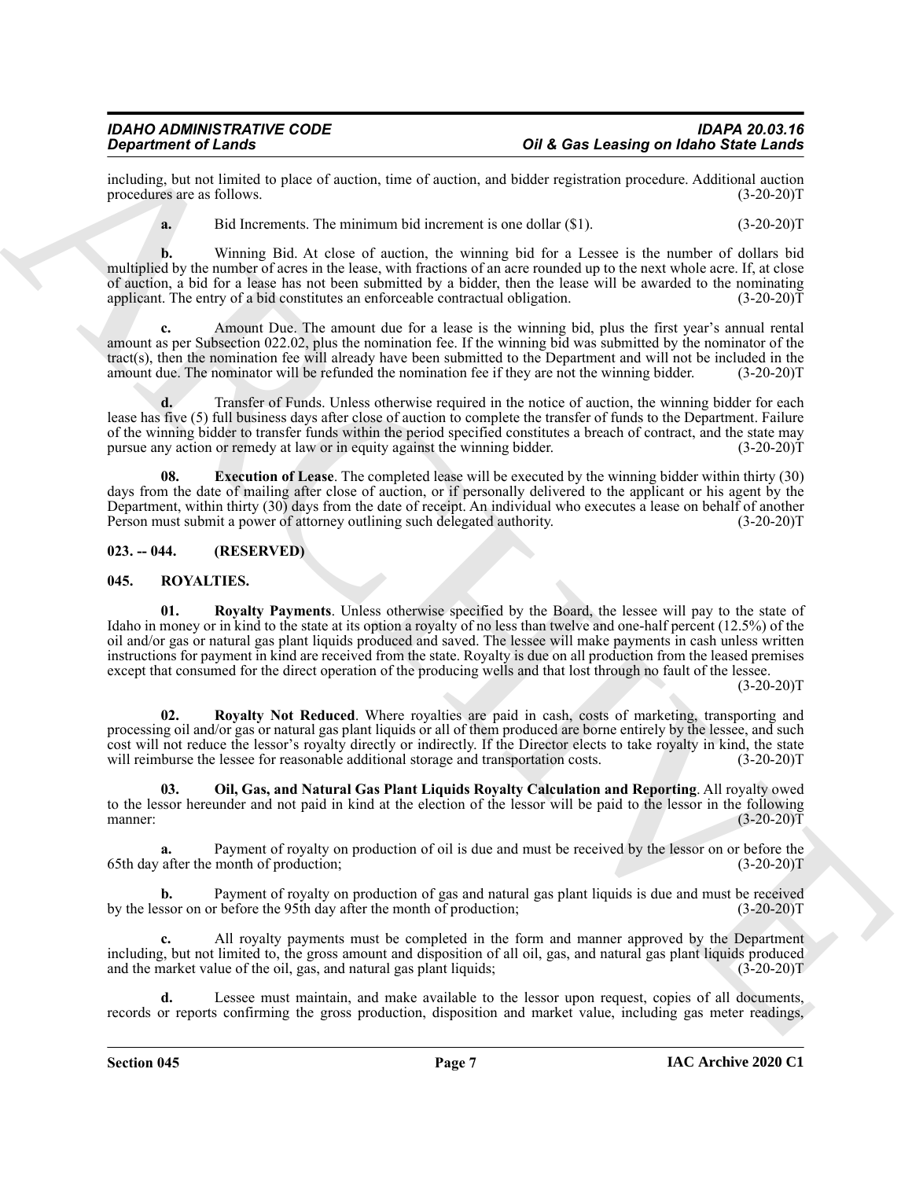including, but not limited to place of auction, time of auction, and bidder registration procedure. Additional auction procedures are as follows. (3-20-20)T

**a.** Bid Increments. The minimum bid increment is one dollar ($1). (3-20-20)T

**b.** Winning Bid. At close of auction, the winning bid for a Lessee is the number of dollars bid multiplied by the number of acres in the lease, with fractions of an acre rounded up to the next whole acre. If, at close of auction, a bid for a lease has not been submitted by a bidder, then the lease will be awarded to the nominating applicant. The entry of a bid constitutes an enforceable contractual obligation. (3-20-20)T

**c.** Amount Due. The amount due for a lease is the winning bid, plus the first year's annual rental amount as per Subsection 022.02, plus the nomination fee. If the winning bid was submitted by the nominator of the tract(s), then the nomination fee will already have been submitted to the Department and will not be included in the amount due. The nominator will be refunded the nomination fee if they are not the winning bidder. (3-20-20)T

**d.** Transfer of Funds. Unless otherwise required in the notice of auction, the winning bidder for each lease has five (5) full business days after close of auction to complete the transfer of funds to the Department. Failure of the winning bidder to transfer funds within the period specified constitutes a breach of contract, and the state may pursue any action or remedy at law or in equity against the winning bidder. (3-20-20)T

**08. Execution of Lease**. The completed lease will be executed by the winning bidder within thirty (30) days from the date of mailing after close of auction, or if personally delivered to the applicant or his agent by the Department, within thirty (30) days from the date of receipt. An individual who executes a lease on behalf of another Person must submit a power of attorney outlining such delegated authority. (3-20-20)T

## 023. -- 044. (RESERVED)

## 045. ROYALTIES.

**01. Royalty Payments**. Unless otherwise specified by the Board, the lessee will pay to the state of Idaho in money or in kind to the state at its option a royalty of no less than twelve and one-half percent (12.5%) of the oil and/or gas or natural gas plant liquids produced and saved. The lessee will make payments in cash unless written instructions for payment in kind are received from the state. Royalty is due on all production from the leased premises except that consumed for the direct operation of the producing wells and that lost through no fault of the lessee. (3-20-20)T

**02. Royalty Not Reduced**. Where royalties are paid in cash, costs of marketing, transporting and processing oil and/or gas or natural gas plant liquids or all of them produced are borne entirely by the lessee, and such cost will not reduce the lessor's royalty directly or indirectly. If the Director elects to take royalty in kind, the state will reimburse the lessee for reasonable additional storage and transportation costs. (3-20-20)T

**03. Oil, Gas, and Natural Gas Plant Liquids Royalty Calculation and Reporting**. All royalty owed to the lessor hereunder and not paid in kind at the election of the lessor will be paid to the lessor in the following manner: (3-20-20)T

**a.** Payment of royalty on production of oil is due and must be received by the lessor on or before the 65th day after the month of production; (3-20-20)T

**b.** Payment of royalty on production of gas and natural gas plant liquids is due and must be received by the lessor on or before the 95th day after the month of production; (3-20-20)T

**c.** All royalty payments must be completed in the form and manner approved by the Department including, but not limited to, the gross amount and disposition of all oil, gas, and natural gas plant liquids produced and the market value of the oil, gas, and natural gas plant liquids; (3-20-20)T

**d.** Lessee must maintain, and make available to the lessor upon request, copies of all documents, records or reports confirming the gross production, disposition and market value, including gas meter readings,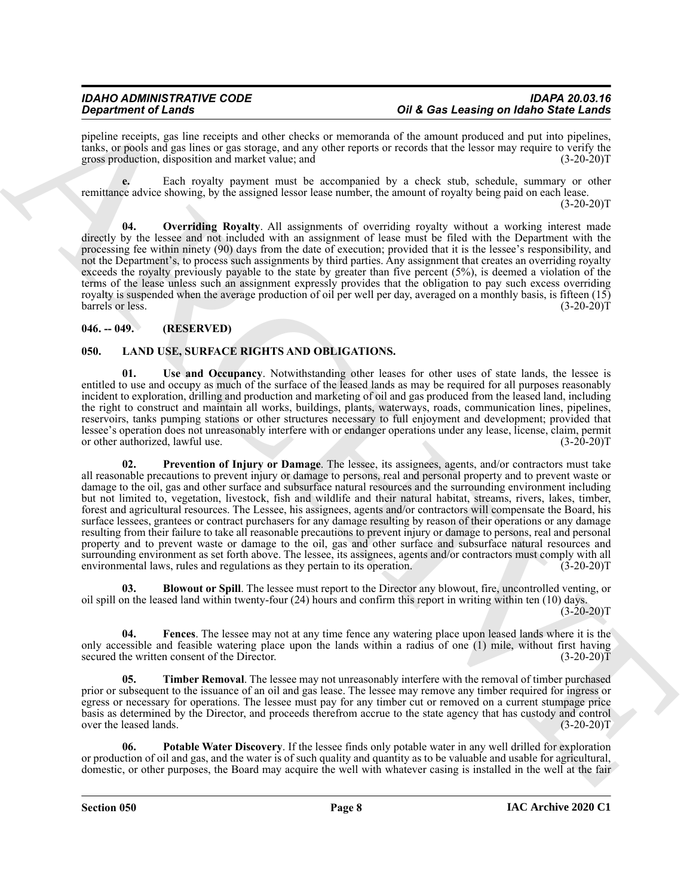pipeline receipts, gas line receipts and other checks or memoranda of the amount produced and put into pipelines, tanks, or pools and gas lines or gas storage, and any other reports or records that the lessor may require to verify the gross production, disposition and market value; and (3-20-20)T

**e.** Each royalty payment must be accompanied by a check stub, schedule, summary or other remittance advice showing, by the assigned lessor lease number, the amount of royalty being paid on each lease. (3-20-20)T

**04. Overriding Royalty**. All assignments of overriding royalty without a working interest made directly by the lessee and not included with an assignment of lease must be filed with the Department with the processing fee within ninety (90) days from the date of execution; provided that it is the lessee's responsibility, and not the Department's, to process such assignments by third parties. Any assignment that creates an overriding royalty exceeds the royalty previously payable to the state by greater than five percent (5%), is deemed a violation of the terms of the lease unless such an assignment expressly provides that the obligation to pay such excess overriding royalty is suspended when the average production of oil per well per day, averaged on a monthly basis, is fifteen (15) barrels or less. (3-20-20)T

## 046. -- 049. (RESERVED)

## 050. LAND USE, SURFACE RIGHTS AND OBLIGATIONS.

**01. Use and Occupancy**. Notwithstanding other leases for other uses of state lands, the lessee is entitled to use and occupy as much of the surface of the leased lands as may be required for all purposes reasonably incident to exploration, drilling and production and marketing of oil and gas produced from the leased land, including the right to construct and maintain all works, buildings, plants, waterways, roads, communication lines, pipelines, reservoirs, tanks pumping stations or other structures necessary to full enjoyment and development; provided that lessee's operation does not unreasonably interfere with or endanger operations under any lease, license, claim, permit or other authorized, lawful use. (3-20-20)T

**02. Prevention of Injury or Damage**. The lessee, its assignees, agents, and/or contractors must take all reasonable precautions to prevent injury or damage to persons, real and personal property and to prevent waste or damage to the oil, gas and other surface and subsurface natural resources and the surrounding environment including but not limited to, vegetation, livestock, fish and wildlife and their natural habitat, streams, rivers, lakes, timber, forest and agricultural resources. The Lessee, his assignees, agents and/or contractors will compensate the Board, his surface lessees, grantees or contract purchasers for any damage resulting by reason of their operations or any damage resulting from their failure to take all reasonable precautions to prevent injury or damage to persons, real and personal property and to prevent waste or damage to the oil, gas and other surface and subsurface natural resources and surrounding environment as set forth above. The lessee, its assignees, agents and/or contractors must comply with all environmental laws, rules and regulations as they pertain to its operation. (3-20-20)T

**03. Blowout or Spill**. The lessee must report to the Director any blowout, fire, uncontrolled venting, or oil spill on the leased land within twenty-four (24) hours and confirm this report in writing within ten (10) days. (3-20-20)T

**04. Fences**. The lessee may not at any time fence any watering place upon leased lands where it is the only accessible and feasible watering place upon the lands within a radius of one (1) mile, without first having secured the written consent of the Director. (3-20-20)T

**05. Timber Removal**. The lessee may not unreasonably interfere with the removal of timber purchased prior or subsequent to the issuance of an oil and gas lease. The lessee may remove any timber required for ingress or egress or necessary for operations. The lessee must pay for any timber cut or removed on a current stumpage price basis as determined by the Director, and proceeds therefrom accrue to the state agency that has custody and control over the leased lands. (3-20-20)T

**06. Potable Water Discovery**. If the lessee finds only potable water in any well drilled for exploration or production of oil and gas, and the water is of such quality and quantity as to be valuable and usable for agricultural, domestic, or other purposes, the Board may acquire the well with whatever casing is installed in the well at the fair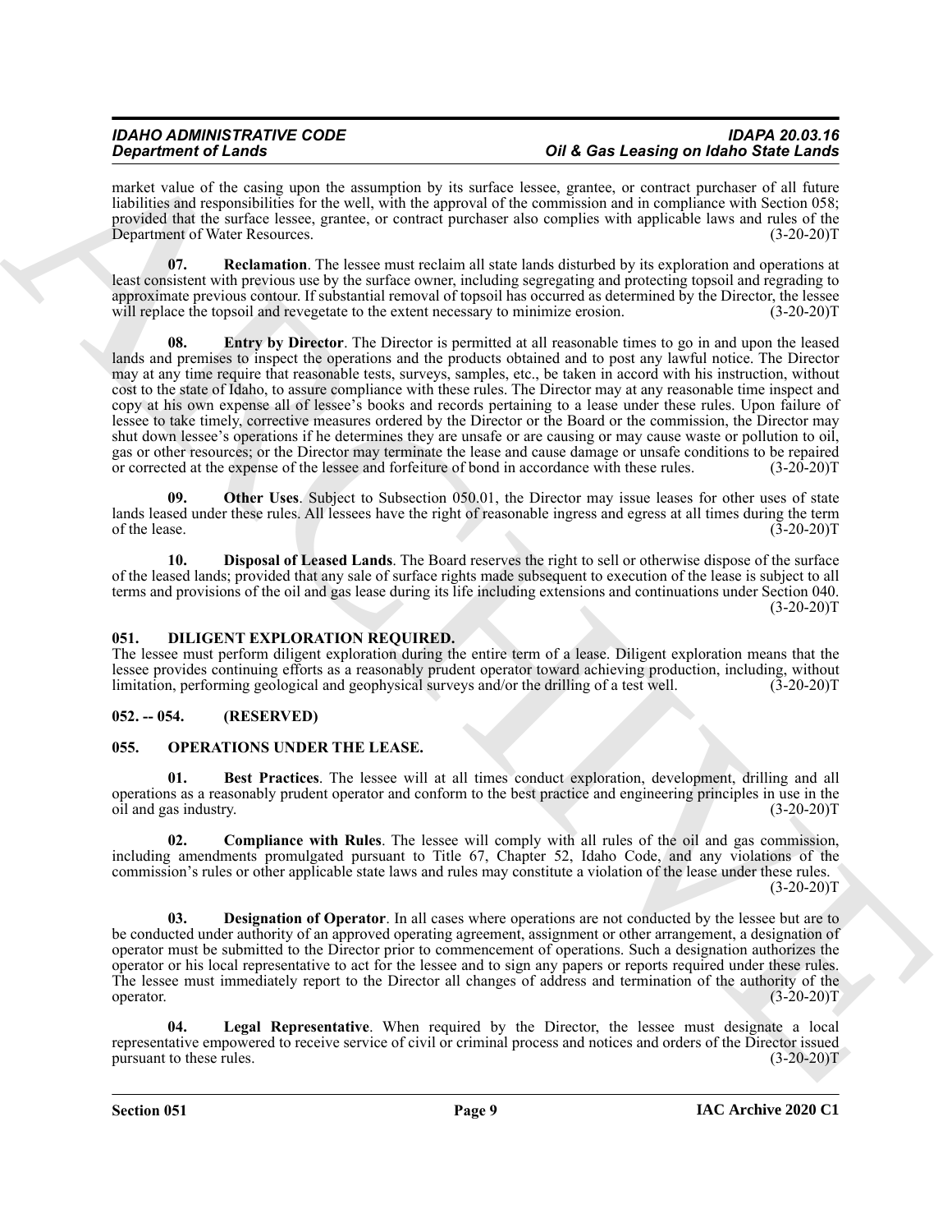market value of the casing upon the assumption by its surface lessee, grantee, or contract purchaser of all future liabilities and responsibilities for the well, with the approval of the commission and in compliance with Section 058; provided that the surface lessee, grantee, or contract purchaser also complies with applicable laws and rules of the Department of Water Resources. (3-20-20)T

**07. Reclamation**. The lessee must reclaim all state lands disturbed by its exploration and operations at least consistent with previous use by the surface owner, including segregating and protecting topsoil and regrading to approximate previous contour. If substantial removal of topsoil has occurred as determined by the Director, the lessee will replace the topsoil and revegetate to the extent necessary to minimize erosion. (3-20-20)T

**08. Entry by Director**. The Director is permitted at all reasonable times to go in and upon the leased lands and premises to inspect the operations and the products obtained and to post any lawful notice. The Director may at any time require that reasonable tests, surveys, samples, etc., be taken in accord with his instruction, without cost to the state of Idaho, to assure compliance with these rules. The Director may at any reasonable time inspect and copy at his own expense all of lessee's books and records pertaining to a lease under these rules. Upon failure of lessee to take timely, corrective measures ordered by the Director or the Board or the commission, the Director may shut down lessee's operations if he determines they are unsafe or are causing or may cause waste or pollution to oil, gas or other resources; or the Director may terminate the lease and cause damage or unsafe conditions to be repaired or corrected at the expense of the lessee and forfeiture of bond in accordance with these rules. (3-20-20)T

**09. Other Uses**. Subject to Subsection 050.01, the Director may issue leases for other uses of state lands leased under these rules. All lessees have the right of reasonable ingress and egress at all times during the term of the lease. (3-20-20)T

**10. Disposal of Leased Lands**. The Board reserves the right to sell or otherwise dispose of the surface of the leased lands; provided that any sale of surface rights made subsequent to execution of the lease is subject to all terms and provisions of the oil and gas lease during its life including extensions and continuations under Section 040. (3-20-20)T

## 051. DILIGENT EXPLORATION REQUIRED.

The lessee must perform diligent exploration during the entire term of a lease. Diligent exploration means that the lessee provides continuing efforts as a reasonably prudent operator toward achieving production, including, without limitation, performing geological and geophysical surveys and/or the drilling of a test well. (3-20-20)T

## 052. -- 054. (RESERVED)

## 055. OPERATIONS UNDER THE LEASE.

**01. Best Practices**. The lessee will at all times conduct exploration, development, drilling and all operations as a reasonably prudent operator and conform to the best practice and engineering principles in use in the oil and gas industry. (3-20-20)T

**02. Compliance with Rules**. The lessee will comply with all rules of the oil and gas commission, including amendments promulgated pursuant to Title 67, Chapter 52, Idaho Code, and any violations of the commission's rules or other applicable state laws and rules may constitute a violation of the lease under these rules. (3-20-20)T

**03. Designation of Operator**. In all cases where operations are not conducted by the lessee but are to be conducted under authority of an approved operating agreement, assignment or other arrangement, a designation of operator must be submitted to the Director prior to commencement of operations. Such a designation authorizes the operator or his local representative to act for the lessee and to sign any papers or reports required under these rules. The lessee must immediately report to the Director all changes of address and termination of the authority of the operator. (3-20-20)T

**04. Legal Representative**. When required by the Director, the lessee must designate a local representative empowered to receive service of civil or criminal process and notices and orders of the Director issued pursuant to these rules. (3-20-20)T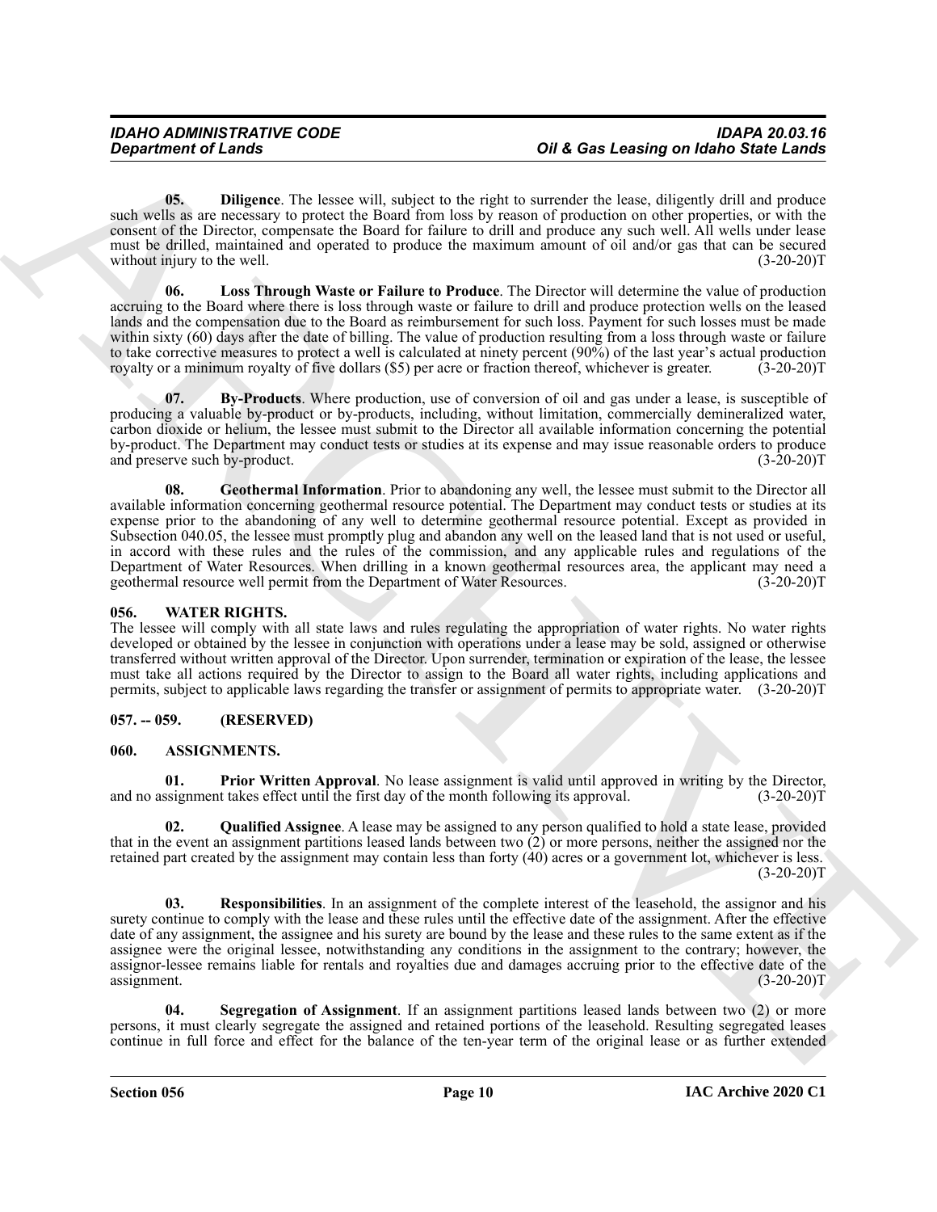**05. Diligence**. The lessee will, subject to the right to surrender the lease, diligently drill and produce such wells as are necessary to protect the Board from loss by reason of production on other properties, or with the consent of the Director, compensate the Board for failure to drill and produce any such well. All wells under lease must be drilled, maintained and operated to produce the maximum amount of oil and/or gas that can be secured without injury to the well. (3-20-20)T

**06. Loss Through Waste or Failure to Produce**. The Director will determine the value of production accruing to the Board where there is loss through waste or failure to drill and produce protection wells on the leased lands and the compensation due to the Board as reimbursement for such loss. Payment for such losses must be made within sixty (60) days after the date of billing. The value of production resulting from a loss through waste or failure to take corrective measures to protect a well is calculated at ninety percent (90%) of the last year's actual production royalty or a minimum royalty of five dollars ($5) per acre or fraction thereof, whichever is greater. (3-20-20)T

**07. By-Products**. Where production, use of conversion of oil and gas under a lease, is susceptible of producing a valuable by-product or by-products, including, without limitation, commercially demineralized water, carbon dioxide or helium, the lessee must submit to the Director all available information concerning the potential by-product. The Department may conduct tests or studies at its expense and may issue reasonable orders to produce and preserve such by-product. (3-20-20)T

**08. Geothermal Information**. Prior to abandoning any well, the lessee must submit to the Director all available information concerning geothermal resource potential. The Department may conduct tests or studies at its expense prior to the abandoning of any well to determine geothermal resource potential. Except as provided in Subsection 040.05, the lessee must promptly plug and abandon any well on the leased land that is not used or useful, in accord with these rules and the rules of the commission, and any applicable rules and regulations of the Department of Water Resources. When drilling in a known geothermal resources area, the applicant may need a geothermal resource well permit from the Department of Water Resources. (3-20-20)T

## 056. WATER RIGHTS.

The lessee will comply with all state laws and rules regulating the appropriation of water rights. No water rights developed or obtained by the lessee in conjunction with operations under a lease may be sold, assigned or otherwise transferred without written approval of the Director. Upon surrender, termination or expiration of the lease, the lessee must take all actions required by the Director to assign to the Board all water rights, including applications and permits, subject to applicable laws regarding the transfer or assignment of permits to appropriate water. (3-20-20)T

## 057. -- 059. (RESERVED)

## 060. ASSIGNMENTS.

**01. Prior Written Approval**. No lease assignment is valid until approved in writing by the Director, and no assignment takes effect until the first day of the month following its approval. (3-20-20)T

**02. Qualified Assignee**. A lease may be assigned to any person qualified to hold a state lease, provided that in the event an assignment partitions leased lands between two (2) or more persons, neither the assigned nor the retained part created by the assignment may contain less than forty (40) acres or a government lot, whichever is less. (3-20-20)T

**03. Responsibilities**. In an assignment of the complete interest of the leasehold, the assignor and his surety continue to comply with the lease and these rules until the effective date of the assignment. After the effective date of any assignment, the assignee and his surety are bound by the lease and these rules to the same extent as if the assignee were the original lessee, notwithstanding any conditions in the assignment to the contrary; however, the assignor-lessee remains liable for rentals and royalties due and damages accruing prior to the effective date of the assignment. (3-20-20)T

**04. Segregation of Assignment**. If an assignment partitions leased lands between two (2) or more persons, it must clearly segregate the assigned and retained portions of the leasehold. Resulting segregated leases continue in full force and effect for the balance of the ten-year term of the original lease or as further extended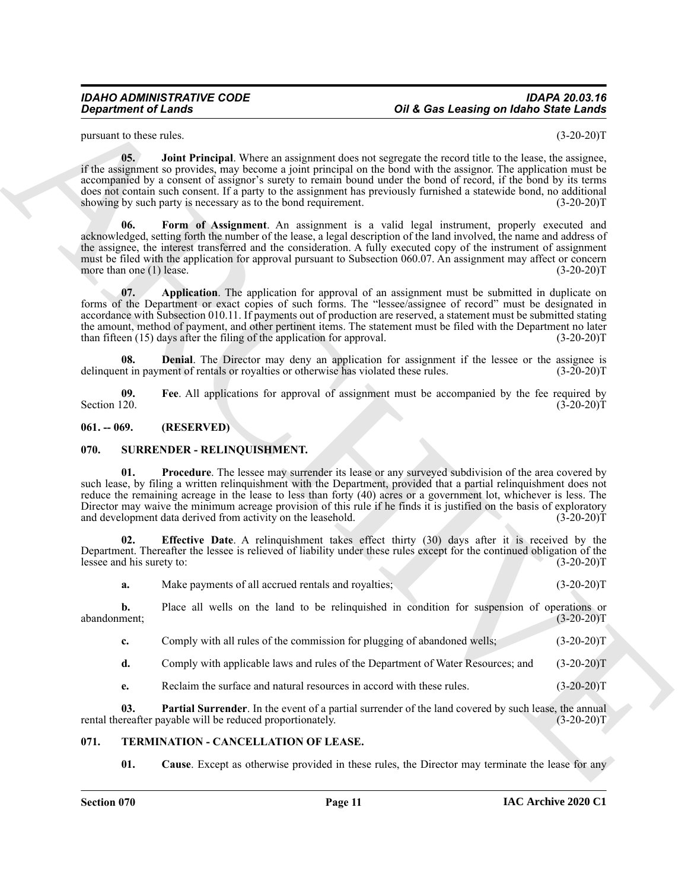pursuant to these rules. (3-20-20)T

**05. Joint Principal**. Where an assignment does not segregate the record title to the lease, the assignee, if the assignment so provides, may become a joint principal on the bond with the assignor. The application must be accompanied by a consent of assignor's surety to remain bound under the bond of record, if the bond by its terms does not contain such consent. If a party to the assignment has previously furnished a statewide bond, no additional showing by such party is necessary as to the bond requirement. (3-20-20)T

**06. Form of Assignment**. An assignment is a valid legal instrument, properly executed and acknowledged, setting forth the number of the lease, a legal description of the land involved, the name and address of the assignee, the interest transferred and the consideration. A fully executed copy of the instrument of assignment must be filed with the application for approval pursuant to Subsection 060.07. An assignment may affect or concern more than one (1) lease. (3-20-20)T

**07. Application**. The application for approval of an assignment must be submitted in duplicate on forms of the Department or exact copies of such forms. The "lessee/assignee of record" must be designated in accordance with Subsection 010.11. If payments out of production are reserved, a statement must be submitted stating the amount, method of payment, and other pertinent items. The statement must be filed with the Department no later than fifteen (15) days after the filing of the application for approval. (3-20-20)T

**08. Denial**. The Director may deny an application for assignment if the lessee or the assignee is delinquent in payment of rentals or royalties or otherwise has violated these rules. (3-20-20)T

**09. Fee**. All applications for approval of assignment must be accompanied by the fee required by Section 120. (3-20-20)T

## 061. -- 069. (RESERVED)

## 070. SURRENDER - RELINQUISHMENT.

**01. Procedure**. The lessee may surrender its lease or any surveyed subdivision of the area covered by such lease, by filing a written relinquishment with the Department, provided that a partial relinquishment does not reduce the remaining acreage in the lease to less than forty (40) acres or a government lot, whichever is less. The Director may waive the minimum acreage provision of this rule if he finds it is justified on the basis of exploratory and development data derived from activity on the leasehold. (3-20-20)T

**02. Effective Date**. A relinquishment takes effect thirty (30) days after it is received by the Department. Thereafter the lessee is relieved of liability under these rules except for the continued obligation of the lessee and his surety to: (3-20-20)T

**a.** Make payments of all accrued rentals and royalties; (3-20-20)T

**b.** Place all wells on the land to be relinquished in condition for suspension of operations or abandonment; (3-20-20)T

**c.** Comply with all rules of the commission for plugging of abandoned wells; (3-20-20)T

**d.** Comply with applicable laws and rules of the Department of Water Resources; and (3-20-20)T

**e.** Reclaim the surface and natural resources in accord with these rules. (3-20-20)T

**03. Partial Surrender**. In the event of a partial surrender of the land covered by such lease, the annual rental thereafter payable will be reduced proportionately. (3-20-20)T

## 071. TERMINATION - CANCELLATION OF LEASE.

**01. Cause**. Except as otherwise provided in these rules, the Director may terminate the lease for any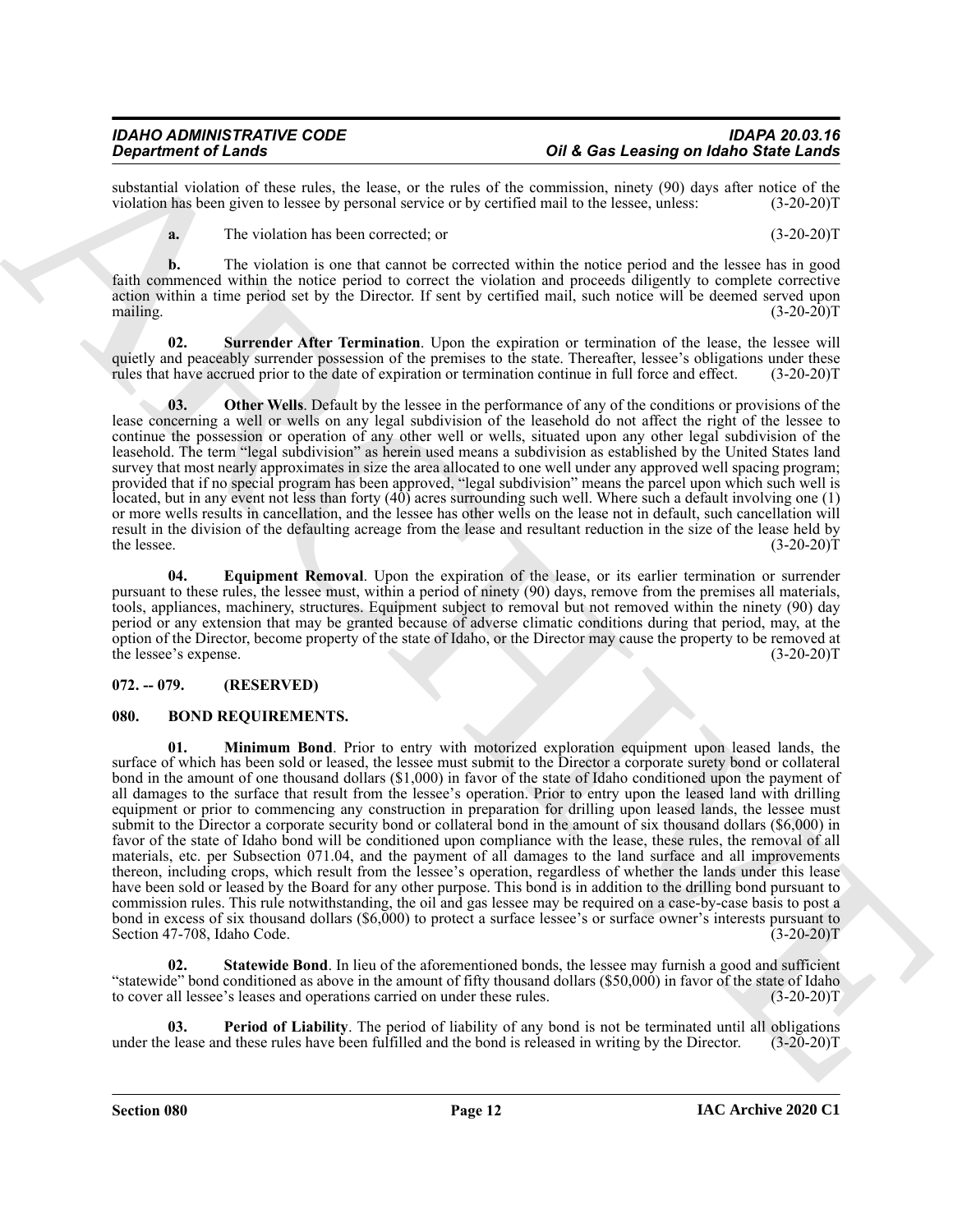substantial violation of these rules, the lease, or the rules of the commission, ninety (90) days after notice of the violation has been given to lessee by personal service or by certified mail to the lessee, unless: (3-20-20)T

**a.** The violation has been corrected; or (3-20-20)T

**b.** The violation is one that cannot be corrected within the notice period and the lessee has in good faith commenced within the notice period to correct the violation and proceeds diligently to complete corrective action within a time period set by the Director. If sent by certified mail, such notice will be deemed served upon mailing. (3-20-20)T

**02. Surrender After Termination**. Upon the expiration or termination of the lease, the lessee will quietly and peaceably surrender possession of the premises to the state. Thereafter, lessee's obligations under these rules that have accrued prior to the date of expiration or termination continue in full force and effect. (3-20-20)T

**03. Other Wells**. Default by the lessee in the performance of any of the conditions or provisions of the lease concerning a well or wells on any legal subdivision of the leasehold do not affect the right of the lessee to continue the possession or operation of any other well or wells, situated upon any other legal subdivision of the leasehold. The term "legal subdivision" as herein used means a subdivision as established by the United States land survey that most nearly approximates in size the area allocated to one well under any approved well spacing program; provided that if no special program has been approved, "legal subdivision" means the parcel upon which such well is located, but in any event not less than forty (40) acres surrounding such well. Where such a default involving one (1) or more wells results in cancellation, and the lessee has other wells on the lease not in default, such cancellation will result in the division of the defaulting acreage from the lease and resultant reduction in the size of the lease held by the lessee. (3-20-20)T

**04. Equipment Removal**. Upon the expiration of the lease, or its earlier termination or surrender pursuant to these rules, the lessee must, within a period of ninety (90) days, remove from the premises all materials, tools, appliances, machinery, structures. Equipment subject to removal but not removed within the ninety (90) day period or any extension that may be granted because of adverse climatic conditions during that period, may, at the option of the Director, become property of the state of Idaho, or the Director may cause the property to be removed at the lessee's expense. (3-20-20)T

## 072. -- 079. (RESERVED)

## 080. BOND REQUIREMENTS.

**01. Minimum Bond**. Prior to entry with motorized exploration equipment upon leased lands, the surface of which has been sold or leased, the lessee must submit to the Director a corporate surety bond or collateral bond in the amount of one thousand dollars ($1,000) in favor of the state of Idaho conditioned upon the payment of all damages to the surface that result from the lessee's operation. Prior to entry upon the leased land with drilling equipment or prior to commencing any construction in preparation for drilling upon leased lands, the lessee must submit to the Director a corporate security bond or collateral bond in the amount of six thousand dollars ($6,000) in favor of the state of Idaho bond will be conditioned upon compliance with the lease, these rules, the removal of all materials, etc. per Subsection 071.04, and the payment of all damages to the land surface and all improvements thereon, including crops, which result from the lessee's operation, regardless of whether the lands under this lease have been sold or leased by the Board for any other purpose. This bond is in addition to the drilling bond pursuant to commission rules. This rule notwithstanding, the oil and gas lessee may be required on a case-by-case basis to post a bond in excess of six thousand dollars ($6,000) to protect a surface lessee's or surface owner's interests pursuant to Section 47-708, Idaho Code. (3-20-20)T

**02. Statewide Bond**. In lieu of the aforementioned bonds, the lessee may furnish a good and sufficient "statewide" bond conditioned as above in the amount of fifty thousand dollars ($50,000) in favor of the state of Idaho to cover all lessee's leases and operations carried on under these rules. (3-20-20)T

**03. Period of Liability**. The period of liability of any bond is not be terminated until all obligations under the lease and these rules have been fulfilled and the bond is released in writing by the Director. (3-20-20)T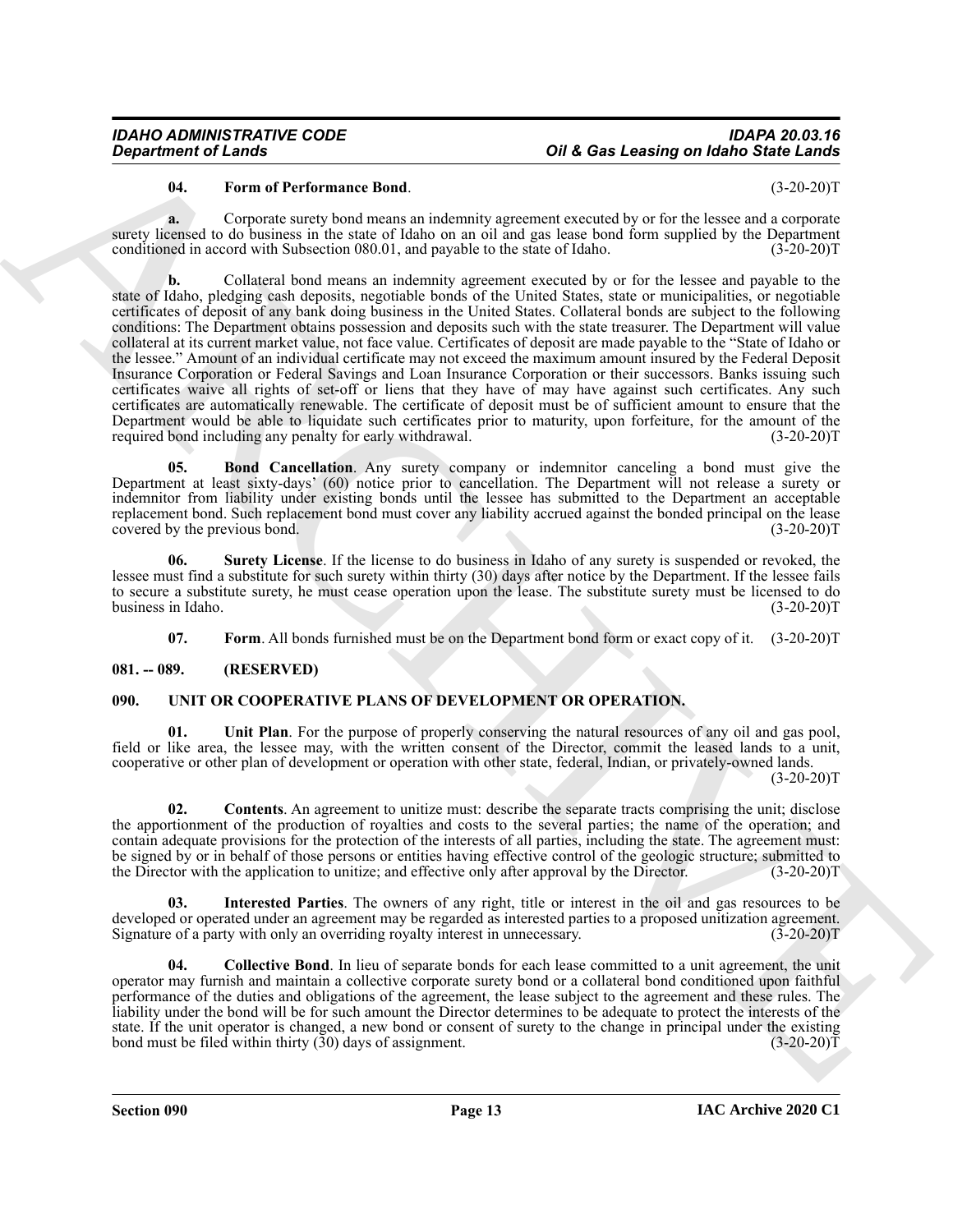**04. Form of Performance Bond**. (3-20-20)T

**a.** Corporate surety bond means an indemnity agreement executed by or for the lessee and a corporate surety licensed to do business in the state of Idaho on an oil and gas lease bond form supplied by the Department conditioned in accord with Subsection 080.01, and payable to the state of Idaho. (3-20-20)T

**b.** Collateral bond means an indemnity agreement executed by or for the lessee and payable to the state of Idaho, pledging cash deposits, negotiable bonds of the United States, state or municipalities, or negotiable certificates of deposit of any bank doing business in the United States. Collateral bonds are subject to the following conditions: The Department obtains possession and deposits such with the state treasurer. The Department will value collateral at its current market value, not face value. Certificates of deposit are made payable to the "State of Idaho or the lessee." Amount of an individual certificate may not exceed the maximum amount insured by the Federal Deposit Insurance Corporation or Federal Savings and Loan Insurance Corporation or their successors. Banks issuing such certificates waive all rights of set-off or liens that they have of may have against such certificates. Any such certificates are automatically renewable. The certificate of deposit must be of sufficient amount to ensure that the Department would be able to liquidate such certificates prior to maturity, upon forfeiture, for the amount of the required bond including any penalty for early withdrawal. (3-20-20)T

**05. Bond Cancellation**. Any surety company or indemnitor canceling a bond must give the Department at least sixty-days' (60) notice prior to cancellation. The Department will not release a surety or indemnitor from liability under existing bonds until the lessee has submitted to the Department an acceptable replacement bond. Such replacement bond must cover any liability accrued against the bonded principal on the lease covered by the previous bond. (3-20-20)T

**06. Surety License**. If the license to do business in Idaho of any surety is suspended or revoked, the lessee must find a substitute for such surety within thirty (30) days after notice by the Department. If the lessee fails to secure a substitute surety, he must cease operation upon the lease. The substitute surety must be licensed to do business in Idaho. (3-20-20)T

**07. Form**. All bonds furnished must be on the Department bond form or exact copy of it. (3-20-20)T

## 081. -- 089. (RESERVED)

## 090. UNIT OR COOPERATIVE PLANS OF DEVELOPMENT OR OPERATION.

**01. Unit Plan**. For the purpose of properly conserving the natural resources of any oil and gas pool, field or like area, the lessee may, with the written consent of the Director, commit the leased lands to a unit, cooperative or other plan of development or operation with other state, federal, Indian, or privately-owned lands. (3-20-20)T

**02. Contents**. An agreement to unitize must: describe the separate tracts comprising the unit; disclose the apportionment of the production of royalties and costs to the several parties; the name of the operation; and contain adequate provisions for the protection of the interests of all parties, including the state. The agreement must: be signed by or in behalf of those persons or entities having effective control of the geologic structure; submitted to the Director with the application to unitize; and effective only after approval by the Director. (3-20-20)T

**03. Interested Parties**. The owners of any right, title or interest in the oil and gas resources to be developed or operated under an agreement may be regarded as interested parties to a proposed unitization agreement. Signature of a party with only an overriding royalty interest in unnecessary. (3-20-20)T

**04. Collective Bond**. In lieu of separate bonds for each lease committed to a unit agreement, the unit operator may furnish and maintain a collective corporate surety bond or a collateral bond conditioned upon faithful performance of the duties and obligations of the agreement, the lease subject to the agreement and these rules. The liability under the bond will be for such amount the Director determines to be adequate to protect the interests of the state. If the unit operator is changed, a new bond or consent of surety to the change in principal under the existing bond must be filed within thirty (30) days of assignment. (3-20-20)T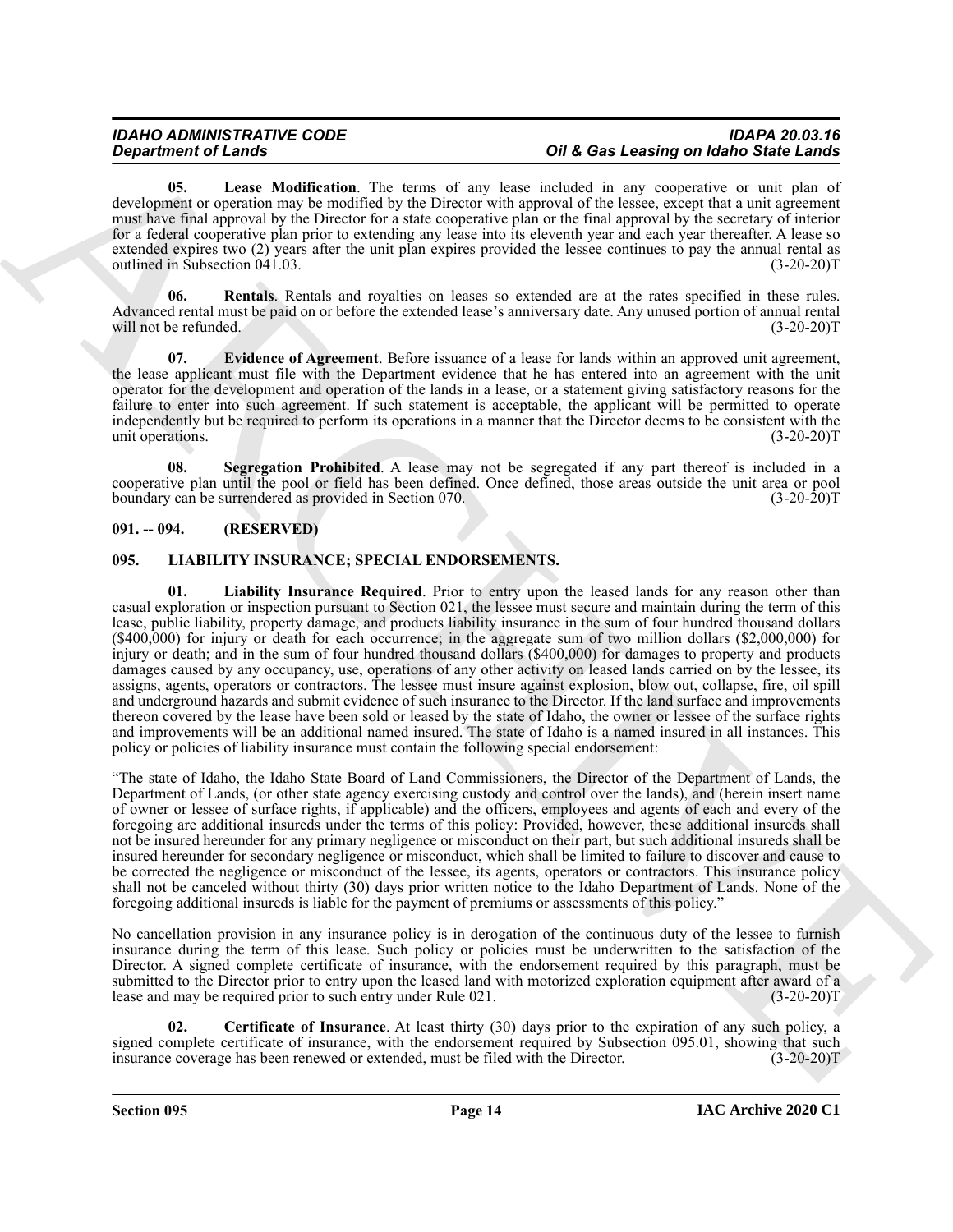**05. Lease Modification**. The terms of any lease included in any cooperative or unit plan of development or operation may be modified by the Director with approval of the lessee, except that a unit agreement must have final approval by the Director for a state cooperative plan or the final approval by the secretary of interior for a federal cooperative plan prior to extending any lease into its eleventh year and each year thereafter. A lease so extended expires two (2) years after the unit plan expires provided the lessee continues to pay the annual rental as outlined in Subsection 041.03. (3-20-20)T

**06. Rentals**. Rentals and royalties on leases so extended are at the rates specified in these rules. Advanced rental must be paid on or before the extended lease's anniversary date. Any unused portion of annual rental will not be refunded. (3-20-20)T

**07. Evidence of Agreement**. Before issuance of a lease for lands within an approved unit agreement, the lease applicant must file with the Department evidence that he has entered into an agreement with the unit operator for the development and operation of the lands in a lease, or a statement giving satisfactory reasons for the failure to enter into such agreement. If such statement is acceptable, the applicant will be permitted to operate independently but be required to perform its operations in a manner that the Director deems to be consistent with the unit operations. (3-20-20)T

**08. Segregation Prohibited**. A lease may not be segregated if any part thereof is included in a cooperative plan until the pool or field has been defined. Once defined, those areas outside the unit area or pool boundary can be surrendered as provided in Section 070. (3-20-20)T

## 091. -- 094. (RESERVED)

## 095. LIABILITY INSURANCE; SPECIAL ENDORSEMENTS.

**01. Liability Insurance Required**. Prior to entry upon the leased lands for any reason other than casual exploration or inspection pursuant to Section 021, the lessee must secure and maintain during the term of this lease, public liability, property damage, and products liability insurance in the sum of four hundred thousand dollars ($400,000) for injury or death for each occurrence; in the aggregate sum of two million dollars ($2,000,000) for injury or death; and in the sum of four hundred thousand dollars ($400,000) for damages to property and products damages caused by any occupancy, use, operations of any other activity on leased lands carried on by the lessee, its assigns, agents, operators or contractors. The lessee must insure against explosion, blow out, collapse, fire, oil spill and underground hazards and submit evidence of such insurance to the Director. If the land surface and improvements thereon covered by the lease have been sold or leased by the state of Idaho, the owner or lessee of the surface rights and improvements will be an additional named insured. The state of Idaho is a named insured in all instances. This policy or policies of liability insurance must contain the following special endorsement:

"The state of Idaho, the Idaho State Board of Land Commissioners, the Director of the Department of Lands, the Department of Lands, (or other state agency exercising custody and control over the lands), and (herein insert name of owner or lessee of surface rights, if applicable) and the officers, employees and agents of each and every of the foregoing are additional insureds under the terms of this policy: Provided, however, these additional insureds shall not be insured hereunder for any primary negligence or misconduct on their part, but such additional insureds shall be insured hereunder for secondary negligence or misconduct, which shall be limited to failure to discover and cause to be corrected the negligence or misconduct of the lessee, its agents, operators or contractors. This insurance policy shall not be canceled without thirty (30) days prior written notice to the Idaho Department of Lands. None of the foregoing additional insureds is liable for the payment of premiums or assessments of this policy."

No cancellation provision in any insurance policy is in derogation of the continuous duty of the lessee to furnish insurance during the term of this lease. Such policy or policies must be underwritten to the satisfaction of the Director. A signed complete certificate of insurance, with the endorsement required by this paragraph, must be submitted to the Director prior to entry upon the leased land with motorized exploration equipment after award of a lease and may be required prior to such entry under Rule 021. (3-20-20)T

**02. Certificate of Insurance**. At least thirty (30) days prior to the expiration of any such policy, a signed complete certificate of insurance, with the endorsement required by Subsection 095.01, showing that such insurance coverage has been renewed or extended, must be filed with the Director. (3-20-20)T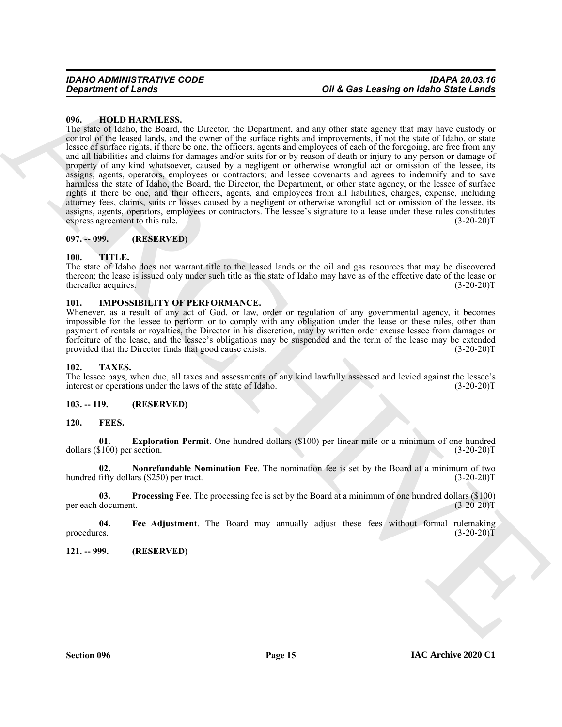### 096. HOLD HARMLESS.

The state of Idaho, the Board, the Director, the Department, and any other state agency that may have custody or control of the leased lands, and the owner of the surface rights and improvements, if not the state of Idaho, or state lessee of surface rights, if there be one, the officers, agents and employees of each of the foregoing, are free from any and all liabilities and claims for damages and/or suits for or by reason of death or injury to any person or damage of property of any kind whatsoever, caused by a negligent or otherwise wrongful act or omission of the lessee, its assigns, agents, operators, employees or contractors; and lessee covenants and agrees to indemnify and to save harmless the state of Idaho, the Board, the Director, the Department, or other state agency, or the lessee of surface rights if there be one, and their officers, agents, and employees from all liabilities, charges, expense, including attorney fees, claims, suits or losses caused by a negligent or otherwise wrongful act or omission of the lessee, its assigns, agents, operators, employees or contractors. The lessee's signature to a lease under these rules constitutes express agreement to this rule. (3-20-20)T

### 097. -- 099. (RESERVED)

### 100. TITLE.

The state of Idaho does not warrant title to the leased lands or the oil and gas resources that may be discovered thereon; the lease is issued only under such title as the state of Idaho may have as of the effective date of the lease or thereafter acquires. (3-20-20)T

### 101. IMPOSSIBILITY OF PERFORMANCE.

Whenever, as a result of any act of God, or law, order or regulation of any governmental agency, it becomes impossible for the lessee to perform or to comply with any obligation under the lease or these rules, other than payment of rentals or royalties, the Director in his discretion, may by written order excuse lessee from damages or forfeiture of the lease, and the lessee's obligations may be suspended and the term of the lease may be extended provided that the Director finds that good cause exists. (3-20-20)T

### 102. TAXES.

The lessee pays, when due, all taxes and assessments of any kind lawfully assessed and levied against the lessee's interest or operations under the laws of the state of Idaho. (3-20-20)T

### 103. -- 119. (RESERVED)

### 120. FEES.

**01. Exploration Permit**. One hundred dollars ($100) per linear mile or a minimum of one hundred dollars ($100) per section. (3-20-20)T

**02. Nonrefundable Nomination Fee**. The nomination fee is set by the Board at a minimum of two hundred fifty dollars ($250) per tract. (3-20-20)T

**03. Processing Fee**. The processing fee is set by the Board at a minimum of one hundred dollars ($100) per each document. (3-20-20)T

**04. Fee Adjustment**. The Board may annually adjust these fees without formal rulemaking procedures. (3-20-20)T

### 121. -- 999. (RESERVED)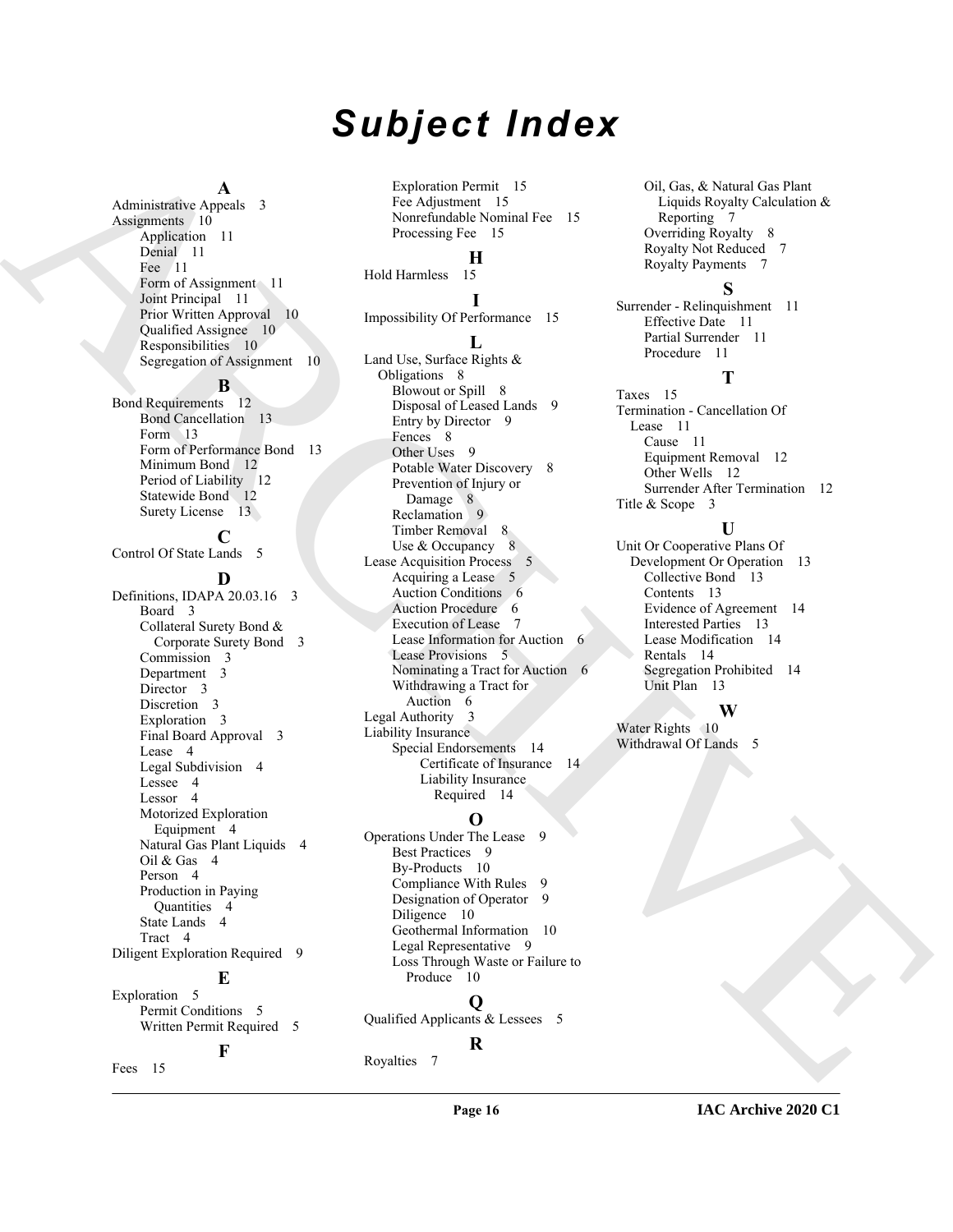# Subject Index

**A**

Administrative Appeals 3
Assignments 10
- Application 11
- Denial 11
- Fee 11
- Form of Assignment 11
- Joint Principal 11
- Prior Written Approval 10
- Qualified Assignee 10
- Responsibilities 10
- Segregation of Assignment 10

**B**

Bond Requirements 12
- Bond Cancellation 13
- Form 13
- Form of Performance Bond 13
- Minimum Bond 12
- Period of Liability 12
- Statewide Bond 12
- Surety License 13

**C**

Control Of State Lands 5

**D**

Definitions, IDAPA 20.03.16 3
- Board 3
- Collateral Surety Bond & Corporate Surety Bond 3
- Commission 3
- Department 3
- Director 3
- Discretion 3
- Exploration 3
- Final Board Approval 3
- Lease 4
- Legal Subdivision 4
- Lessee 4
- Lessor 4
- Motorized Exploration Equipment 4
- Natural Gas Plant Liquids 4
- Oil & Gas 4
- Person 4
- Production in Paying Quantities 4
- State Lands 4
- Tract 4

Diligent Exploration Required 9

**E**

Exploration 5
- Permit Conditions 5
- Written Permit Required 5

**F**

Fees 15
- Exploration Permit 15
- Fee Adjustment 15
- Nonrefundable Nominal Fee 15
- Processing Fee 15

**H**

Hold Harmless 15

**I**

Impossibility Of Performance 15

**L**

Land Use, Surface Rights & Obligations 8
- Blowout or Spill 8
- Disposal of Leased Lands 9
- Entry by Director 9
- Fences 8
- Other Uses 9
- Potable Water Discovery 8
- Prevention of Injury or Damage 8
- Reclamation 9
- Timber Removal 8
- Use & Occupancy 8

Lease Acquisition Process 5
- Acquiring a Lease 5
- Auction Conditions 6
- Auction Procedure 6
- Execution of Lease 7
- Lease Information for Auction 6
- Lease Provisions 5
- Nominating a Tract for Auction 6
- Withdrawing a Tract for Auction 6

Legal Authority 3
Liability Insurance
- Special Endorsements 14
  - Certificate of Insurance 14
  - Liability Insurance Required 14

**O**

Operations Under The Lease 9
- Best Practices 9
- By-Products 10
- Compliance With Rules 9
- Designation of Operator 9
- Diligence 10
- Geothermal Information 10
- Legal Representative 9
- Loss Through Waste or Failure to Produce 10

**Q**

Qualified Applicants & Lessees 5

**R**

Royalties 7
- Oil, Gas, & Natural Gas Plant Liquids Royalty Calculation & Reporting 7
- Overriding Royalty 8
- Royalty Not Reduced 7
- Royalty Payments 7

**S**

Surrender - Relinquishment 11
- Effective Date 11
- Partial Surrender 11
- Procedure 11

**T**

Taxes 15
Termination - Cancellation Of Lease 11
- Cause 11
- Equipment Removal 12
- Other Wells 12
- Surrender After Termination 12

Title & Scope 3

**U**

Unit Or Cooperative Plans Of Development Or Operation 13
- Collective Bond 13
- Contents 13
- Evidence of Agreement 14
- Interested Parties 13
- Lease Modification 14
- Rentals 14
- Segregation Prohibited 14
- Unit Plan 13

**W**

Water Rights 10
Withdrawal Of Lands 5